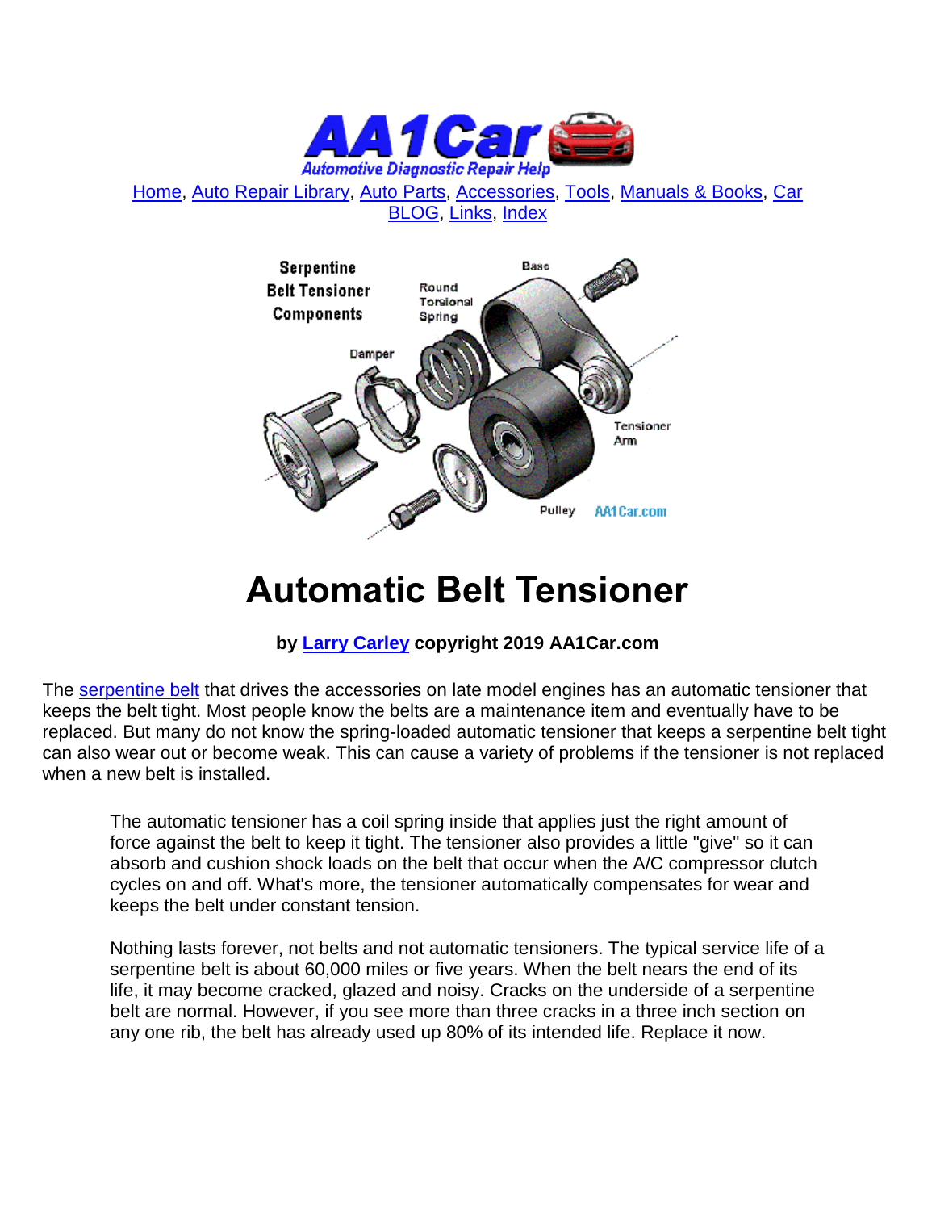Home, Auto Repair Library, Auto Parts, Accessories, Tools, Manuals & Books, Car BLOG, Links, Index

# Automatic Belt Tensioner

**by Larry Carley copyright 2019 AA1Car.com**

The serpentine belt that drives the accessories on late model engines has an automatic tensioner that keeps the belt tight. Most people know the belts are a maintenance item and eventually have to be replaced. But many do not know the spring-loaded automatic tensioner that keeps a serpentine belt tight can also wear out or become weak. This can cause a variety of problems if the tensioner is not replaced when a new belt is installed.

> The automatic tensioner has a coil spring inside that applies just the right amount of force against the belt to keep it tight. The tensioner also provides a little "give" so it can absorb and cushion shock loads on the belt that occur when the A/C compressor clutch cycles on and off. What's more, the tensioner automatically compensates for wear and keeps the belt under constant tension.
>
> Nothing lasts forever, not belts and not automatic tensioners. The typical service life of a serpentine belt is about 60,000 miles or five years. When the belt nears the end of its life, it may become cracked, glazed and noisy. Cracks on the underside of a serpentine belt are normal. However, if you see more than three cracks in a three inch section on any one rib, the belt has already used up 80% of its intended life. Replace it now.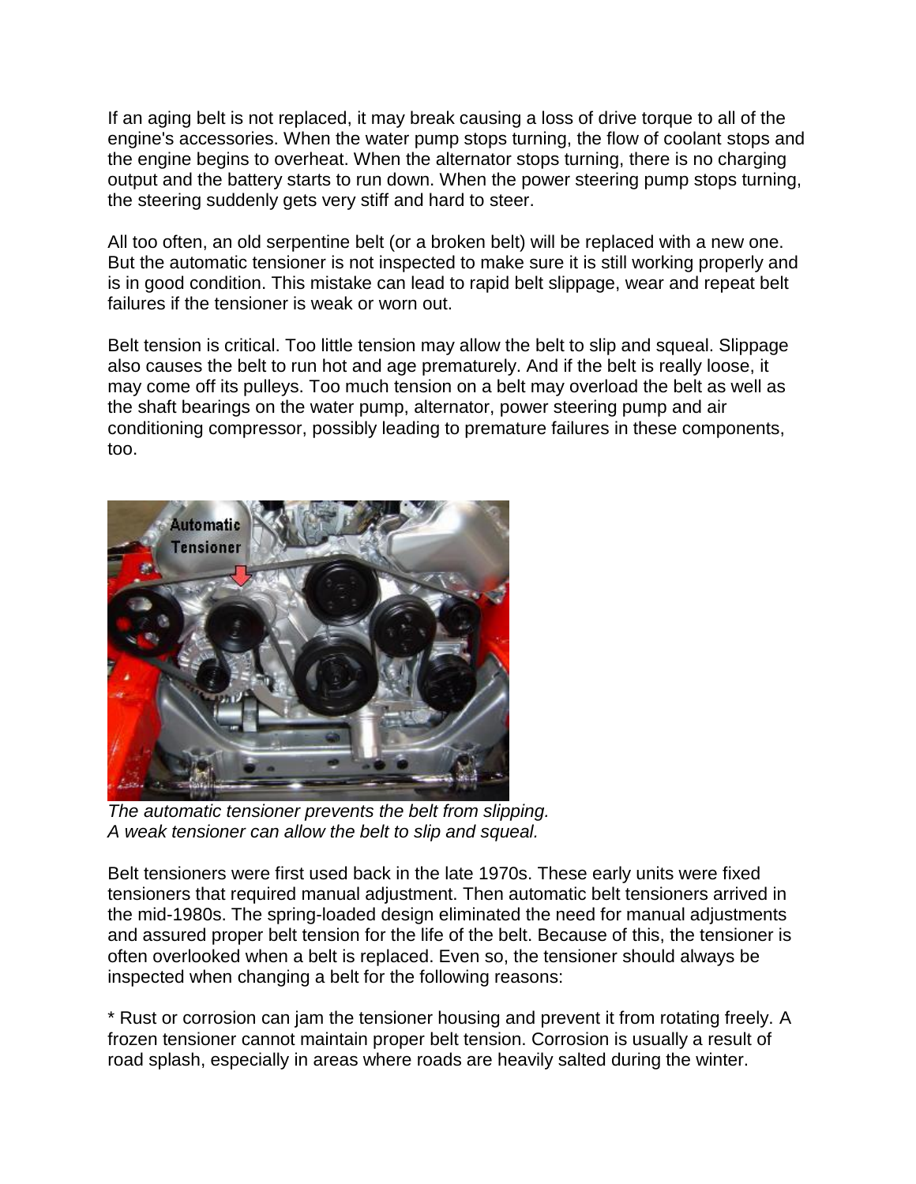If an aging belt is not replaced, it may break causing a loss of drive torque to all of the engine's accessories. When the water pump stops turning, the flow of coolant stops and the engine begins to overheat. When the alternator stops turning, there is no charging output and the battery starts to run down. When the power steering pump stops turning, the steering suddenly gets very stiff and hard to steer.

All too often, an old serpentine belt (or a broken belt) will be replaced with a new one. But the automatic tensioner is not inspected to make sure it is still working properly and is in good condition. This mistake can lead to rapid belt slippage, wear and repeat belt failures if the tensioner is weak or worn out.

Belt tension is critical. Too little tension may allow the belt to slip and squeal. Slippage also causes the belt to run hot and age prematurely. And if the belt is really loose, it may come off its pulleys. Too much tension on a belt may overload the belt as well as the shaft bearings on the water pump, alternator, power steering pump and air conditioning compressor, possibly leading to premature failures in these components, too.

*The automatic tensioner prevents the belt from slipping.*
*A weak tensioner can allow the belt to slip and squeal.*

Belt tensioners were first used back in the late 1970s. These early units were fixed tensioners that required manual adjustment. Then automatic belt tensioners arrived in the mid-1980s. The spring-loaded design eliminated the need for manual adjustments and assured proper belt tension for the life of the belt. Because of this, the tensioner is often overlooked when a belt is replaced. Even so, the tensioner should always be inspected when changing a belt for the following reasons:

* Rust or corrosion can jam the tensioner housing and prevent it from rotating freely. A frozen tensioner cannot maintain proper belt tension. Corrosion is usually a result of road splash, especially in areas where roads are heavily salted during the winter.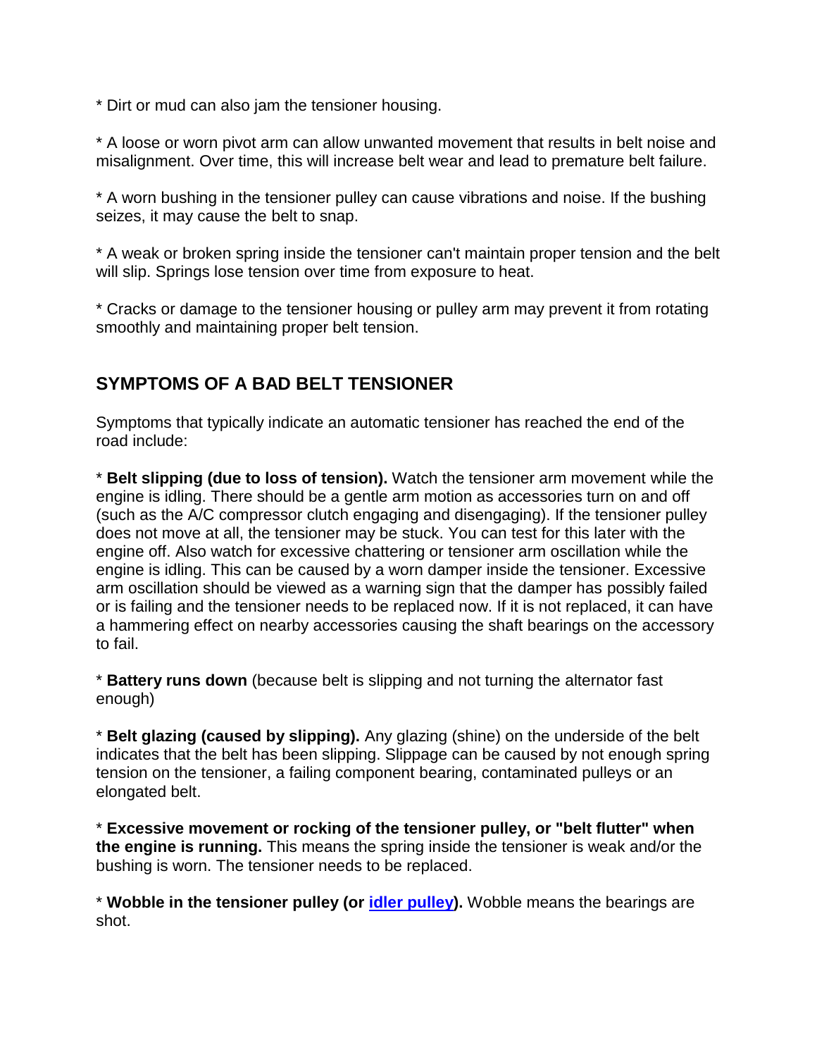* Dirt or mud can also jam the tensioner housing.

* A loose or worn pivot arm can allow unwanted movement that results in belt noise and misalignment. Over time, this will increase belt wear and lead to premature belt failure.

* A worn bushing in the tensioner pulley can cause vibrations and noise. If the bushing seizes, it may cause the belt to snap.

* A weak or broken spring inside the tensioner can't maintain proper tension and the belt will slip. Springs lose tension over time from exposure to heat.

* Cracks or damage to the tensioner housing or pulley arm may prevent it from rotating smoothly and maintaining proper belt tension.

## SYMPTOMS OF A BAD BELT TENSIONER

Symptoms that typically indicate an automatic tensioner has reached the end of the road include:

* **Belt slipping (due to loss of tension).** Watch the tensioner arm movement while the engine is idling. There should be a gentle arm motion as accessories turn on and off (such as the A/C compressor clutch engaging and disengaging). If the tensioner pulley does not move at all, the tensioner may be stuck. You can test for this later with the engine off. Also watch for excessive chattering or tensioner arm oscillation while the engine is idling. This can be caused by a worn damper inside the tensioner. Excessive arm oscillation should be viewed as a warning sign that the damper has possibly failed or is failing and the tensioner needs to be replaced now. If it is not replaced, it can have a hammering effect on nearby accessories causing the shaft bearings on the accessory to fail.

* **Battery runs down** (because belt is slipping and not turning the alternator fast enough)

* **Belt glazing (caused by slipping).** Any glazing (shine) on the underside of the belt indicates that the belt has been slipping. Slippage can be caused by not enough spring tension on the tensioner, a failing component bearing, contaminated pulleys or an elongated belt.

* **Excessive movement or rocking of the tensioner pulley, or "belt flutter" when the engine is running.** This means the spring inside the tensioner is weak and/or the bushing is worn. The tensioner needs to be replaced.

* **Wobble in the tensioner pulley (or idler pulley).** Wobble means the bearings are shot.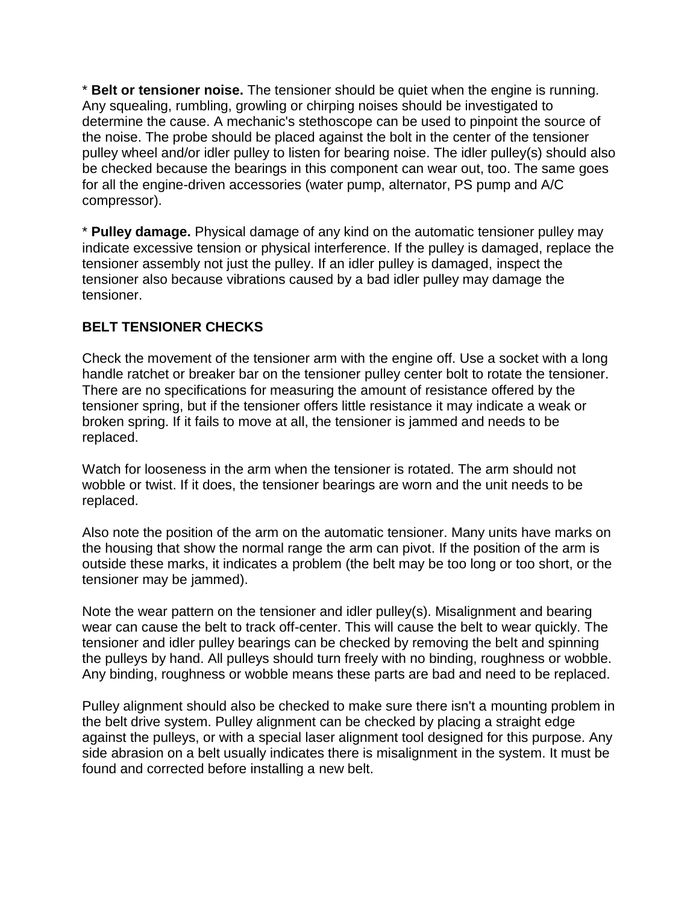* **Belt or tensioner noise.** The tensioner should be quiet when the engine is running. Any squealing, rumbling, growling or chirping noises should be investigated to determine the cause. A mechanic's stethoscope can be used to pinpoint the source of the noise. The probe should be placed against the bolt in the center of the tensioner pulley wheel and/or idler pulley to listen for bearing noise. The idler pulley(s) should also be checked because the bearings in this component can wear out, too. The same goes for all the engine-driven accessories (water pump, alternator, PS pump and A/C compressor).

* **Pulley damage.** Physical damage of any kind on the automatic tensioner pulley may indicate excessive tension or physical interference. If the pulley is damaged, replace the tensioner assembly not just the pulley. If an idler pulley is damaged, inspect the tensioner also because vibrations caused by a bad idler pulley may damage the tensioner.

**BELT TENSIONER CHECKS**

Check the movement of the tensioner arm with the engine off. Use a socket with a long handle ratchet or breaker bar on the tensioner pulley center bolt to rotate the tensioner. There are no specifications for measuring the amount of resistance offered by the tensioner spring, but if the tensioner offers little resistance it may indicate a weak or broken spring. If it fails to move at all, the tensioner is jammed and needs to be replaced.

Watch for looseness in the arm when the tensioner is rotated. The arm should not wobble or twist. If it does, the tensioner bearings are worn and the unit needs to be replaced.

Also note the position of the arm on the automatic tensioner. Many units have marks on the housing that show the normal range the arm can pivot. If the position of the arm is outside these marks, it indicates a problem (the belt may be too long or too short, or the tensioner may be jammed).

Note the wear pattern on the tensioner and idler pulley(s). Misalignment and bearing wear can cause the belt to track off-center. This will cause the belt to wear quickly. The tensioner and idler pulley bearings can be checked by removing the belt and spinning the pulleys by hand. All pulleys should turn freely with no binding, roughness or wobble. Any binding, roughness or wobble means these parts are bad and need to be replaced.

Pulley alignment should also be checked to make sure there isn't a mounting problem in the belt drive system. Pulley alignment can be checked by placing a straight edge against the pulleys, or with a special laser alignment tool designed for this purpose. Any side abrasion on a belt usually indicates there is misalignment in the system. It must be found and corrected before installing a new belt.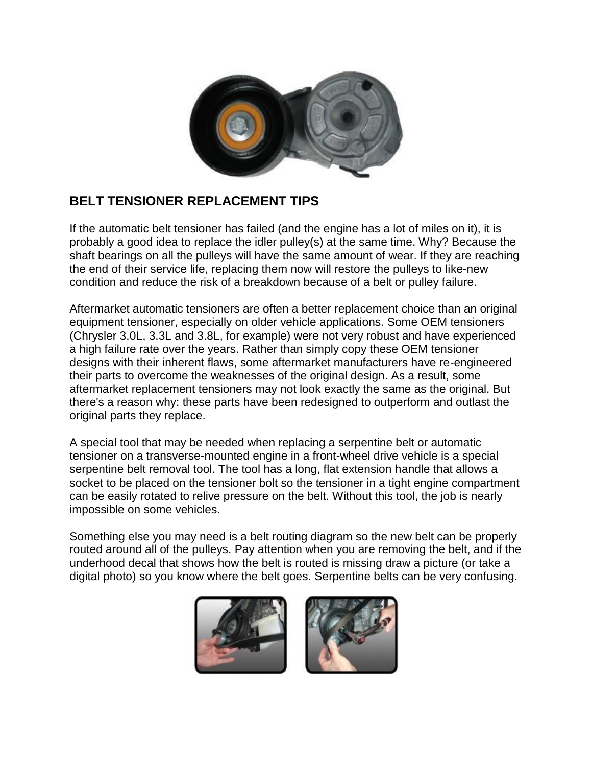## BELT TENSIONER REPLACEMENT TIPS

If the automatic belt tensioner has failed (and the engine has a lot of miles on it), it is probably a good idea to replace the idler pulley(s) at the same time. Why? Because the shaft bearings on all the pulleys will have the same amount of wear. If they are reaching the end of their service life, replacing them now will restore the pulleys to like-new condition and reduce the risk of a breakdown because of a belt or pulley failure.

Aftermarket automatic tensioners are often a better replacement choice than an original equipment tensioner, especially on older vehicle applications. Some OEM tensioners (Chrysler 3.0L, 3.3L and 3.8L, for example) were not very robust and have experienced a high failure rate over the years. Rather than simply copy these OEM tensioner designs with their inherent flaws, some aftermarket manufacturers have re-engineered their parts to overcome the weaknesses of the original design. As a result, some aftermarket replacement tensioners may not look exactly the same as the original. But there's a reason why: these parts have been redesigned to outperform and outlast the original parts they replace.

A special tool that may be needed when replacing a serpentine belt or automatic tensioner on a transverse-mounted engine in a front-wheel drive vehicle is a special serpentine belt removal tool. The tool has a long, flat extension handle that allows a socket to be placed on the tensioner bolt so the tensioner in a tight engine compartment can be easily rotated to relive pressure on the belt. Without this tool, the job is nearly impossible on some vehicles.

Something else you may need is a belt routing diagram so the new belt can be properly routed around all of the pulleys. Pay attention when you are removing the belt, and if the underhood decal that shows how the belt is routed is missing draw a picture (or take a digital photo) so you know where the belt goes. Serpentine belts can be very confusing.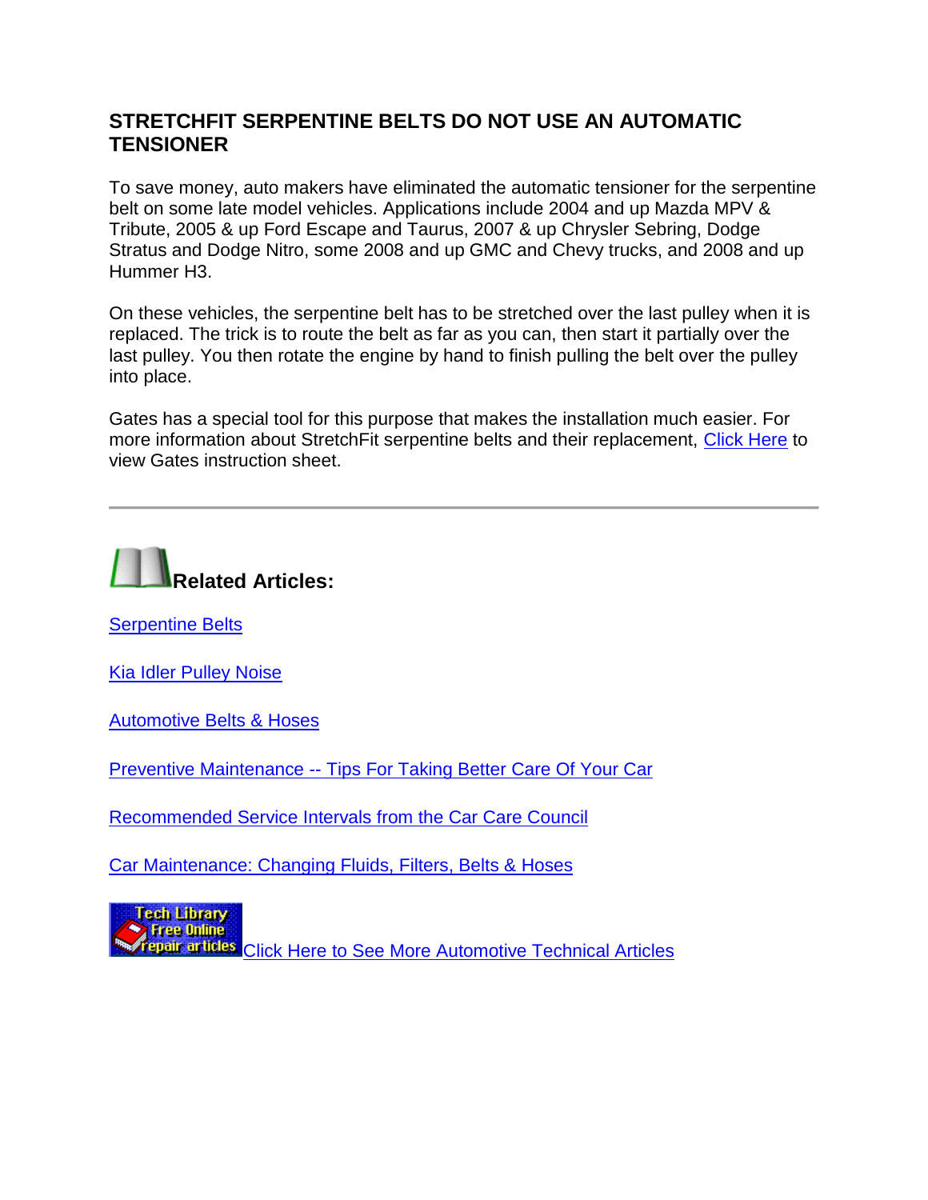## STRETCHFIT SERPENTINE BELTS DO NOT USE AN AUTOMATIC TENSIONER

To save money, auto makers have eliminated the automatic tensioner for the serpentine belt on some late model vehicles. Applications include 2004 and up Mazda MPV & Tribute, 2005 & up Ford Escape and Taurus, 2007 & up Chrysler Sebring, Dodge Stratus and Dodge Nitro, some 2008 and up GMC and Chevy trucks, and 2008 and up Hummer H3.

On these vehicles, the serpentine belt has to be stretched over the last pulley when it is replaced. The trick is to route the belt as far as you can, then start it partially over the last pulley. You then rotate the engine by hand to finish pulling the belt over the pulley into place.

Gates has a special tool for this purpose that makes the installation much easier. For more information about StretchFit serpentine belts and their replacement, Click Here to view Gates instruction sheet.

---

### Related Articles:

Serpentine Belts

Kia Idler Pulley Noise

Automotive Belts & Hoses

Preventive Maintenance -- Tips For Taking Better Care Of Your Car

Recommended Service Intervals from the Car Care Council

Car Maintenance: Changing Fluids, Filters, Belts & Hoses

Tech Library Free Online repair articles Click Here to See More Automotive Technical Articles